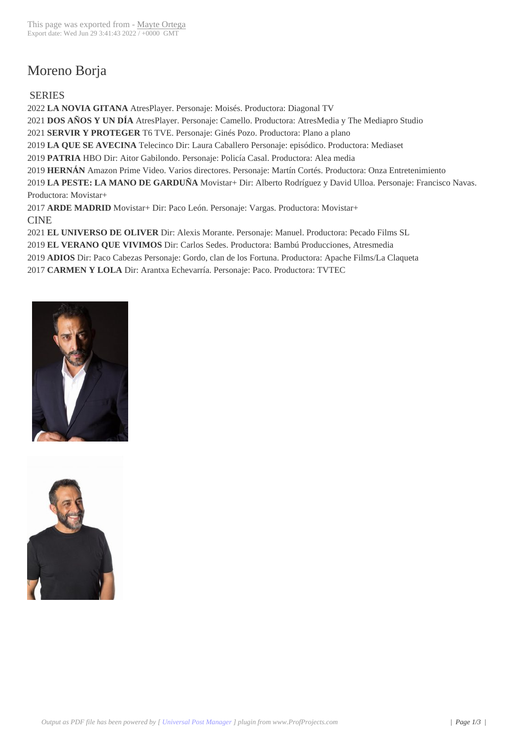# Moreno Borja

## SERIES

2022 **LA NOVIA GITANA** AtresPlayer. Personaje: Moisés. Productora: Diagonal TV

2021 **DOS AÑOS Y UN DÍA** AtresPlayer. Personaje: Camello. Productora: AtresMedia y The Mediapro Studio

2021 **SERVIR Y PROTEGER** T6 TVE. Personaje: Ginés Pozo. Productora: Plano a plano

2019 **LA QUE SE AVECINA** Telecinco Dir: Laura Caballero Personaje: episódico. Productora: Mediaset

2019 **PATRIA** HBO Dir: Aitor Gabilondo. Personaje: Policía Casal. Productora: Alea media

2019 **HERNÁN** Amazon Prime Video. Varios directores. Personaje: Martín Cortés. Productora: Onza Entretenimiento

2019 **LA PESTE: LA MANO DE GARDUÑA** Movistar+ Dir: Alberto Rodríguez y David Ulloa. Personaje: Francisco Navas. Productora: Movistar+

2017 **ARDE MADRID** Movistar+ Dir: Paco León. Personaje: Vargas. Productora: Movistar+

## CINE

2021 **EL UNIVERSO DE OLIVER** Dir: Alexis Morante. Personaje: Manuel. Productora: Pecado Films SL

2019 **EL VERANO QUE VIVIMOS** Dir: Carlos Sedes. Productora: Bambú Producciones, Atresmedia

2019 **ADIOS** Dir: Paco Cabezas Personaje: Gordo, clan de los Fortuna. Productora: Apache Films/La Claqueta

2017 **CARMEN Y LOLA** Dir: Arantxa Echevarría. Personaje: Paco. Productora: TVTEC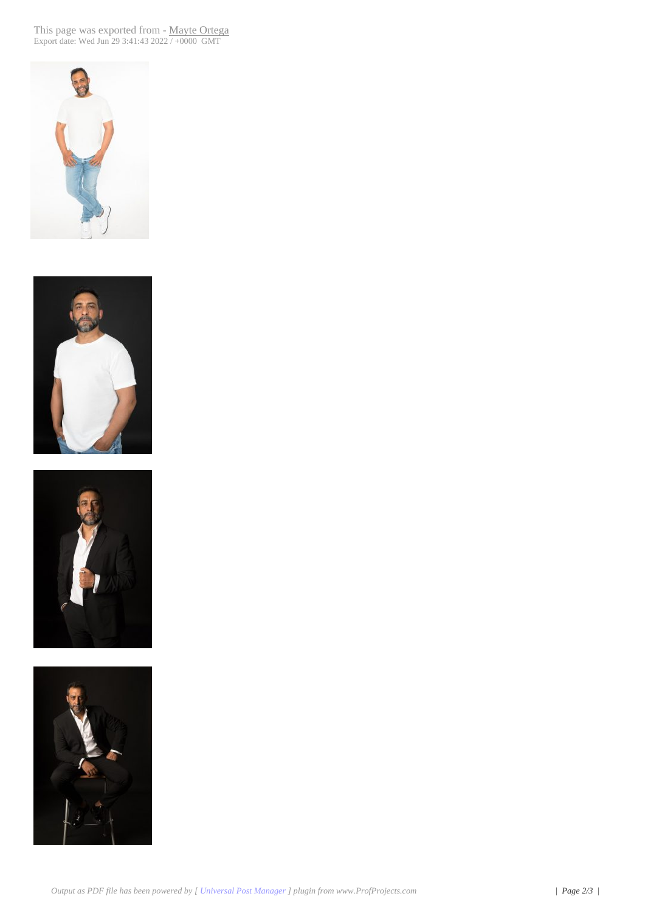This page was exported from - Mayte Ortega
Export date: Wed Jun 29 3:41:43 2022 / +0000 GMT